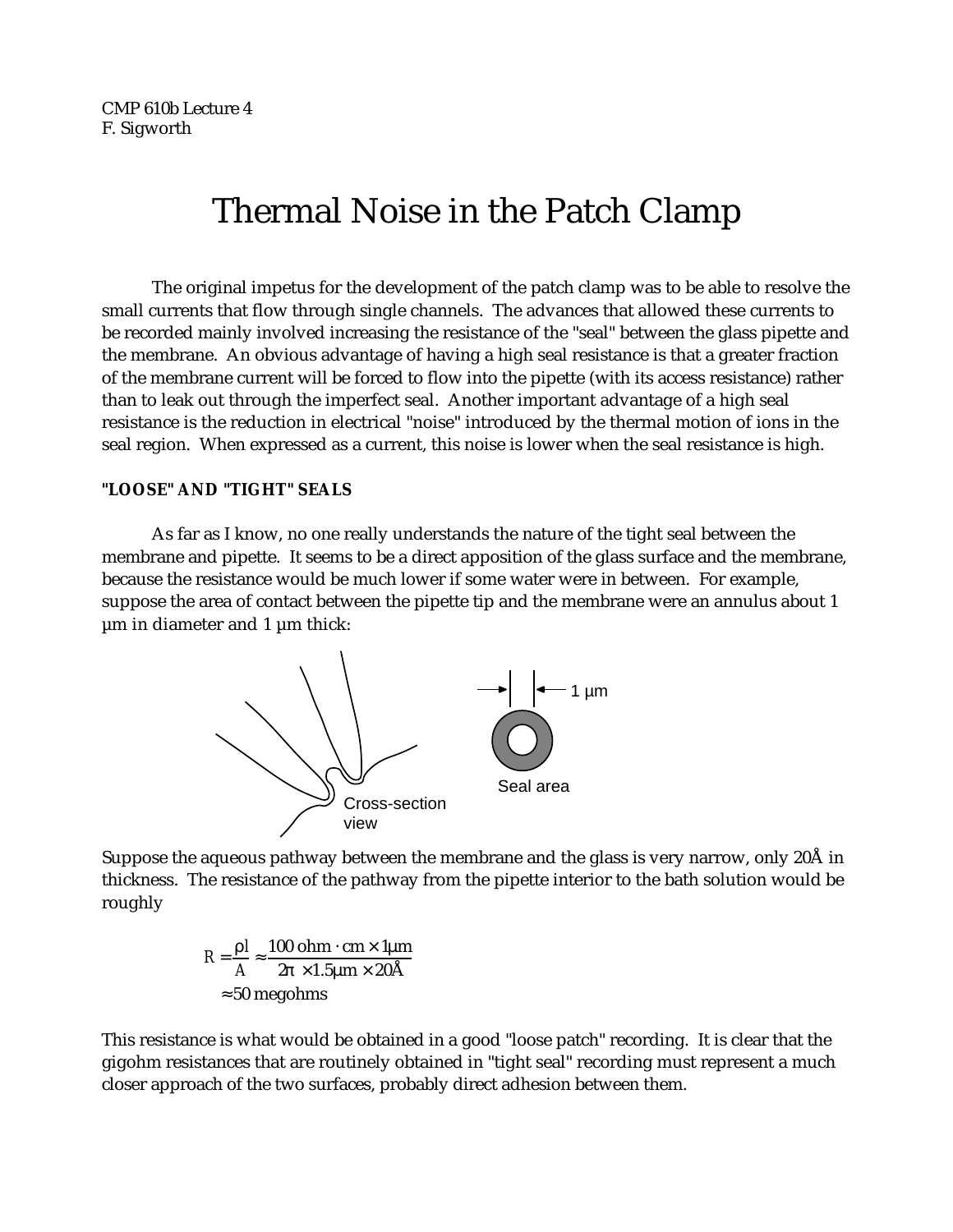CMP 610b Lecture 4
F. Sigworth

# Thermal Noise in the Patch Clamp

The original impetus for the development of the patch clamp was to be able to resolve the small currents that flow through single channels. The advances that allowed these currents to be recorded mainly involved increasing the resistance of the "seal" between the glass pipette and the membrane. An obvious advantage of having a high seal resistance is that a greater fraction of the membrane current will be forced to flow into the pipette (with its access resistance) rather than to leak out through the imperfect seal. Another important advantage of a high seal resistance is the reduction in electrical "noise" introduced by the thermal motion of ions in the seal region. When expressed as a current, this noise is lower when the seal resistance is high.

### "LOOSE" AND "TIGHT" SEALS

As far as I know, no one really understands the nature of the tight seal between the membrane and pipette. It seems to be a direct apposition of the glass surface and the membrane, because the resistance would be much lower if some water were in between. For example, suppose the area of contact between the pipette tip and the membrane were an annulus about 1 µm in diameter and 1 µm thick:

Cross-section view

1 µm

Seal area

Suppose the aqueous pathway between the membrane and the glass is very narrow, only 20Å in thickness. The resistance of the pathway from the pipette interior to the bath solution would be roughly

$$R = \frac{\rho l}{A} \approx \frac{100 \text{ ohm} \cdot \text{cm} \times 1\mu\text{m}}{2\pi \times 1.5\mu\text{m} \times 20\text{Å}}$$
$$\approx 50 \text{ megohms}$$

This resistance is what would be obtained in a good "loose patch" recording. It is clear that the gigohm resistances that are routinely obtained in "tight seal" recording must represent a much closer approach of the two surfaces, probably direct adhesion between them.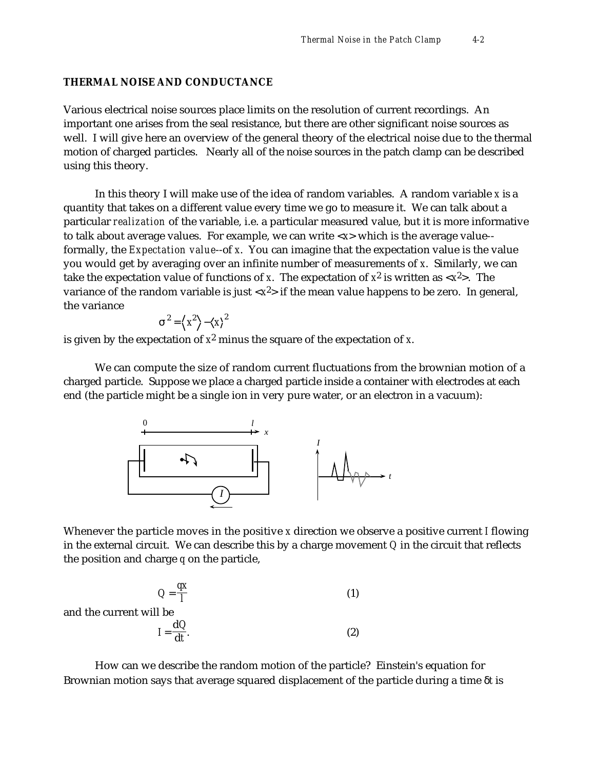## THERMAL NOISE AND CONDUCTANCE

Various electrical noise sources place limits on the resolution of current recordings. An important one arises from the seal resistance, but there are other significant noise sources as well. I will give here an overview of the general theory of the electrical noise due to the thermal motion of charged particles. Nearly all of the noise sources in the patch clamp can be described using this theory.

In this theory I will make use of the idea of random variables. A random variable $x$ is a quantity that takes on a different value every time we go to measure it. We can talk about a particular *realization* of the variable, i.e. a particular measured value, but it is more informative to talk about average values. For example, we can write $\langle x \rangle$ which is the average value--formally, the *Expectation value*--of $x$. You can imagine that the expectation value is the value you would get by averaging over an infinite number of measurements of $x$. Similarly, we can take the expectation value of functions of $x$. The expectation of $x^2$ is written as $\langle x^2 \rangle$. The variance of the random variable is just $\langle x^2 \rangle$ if the mean value happens to be zero. In general, the variance

$$\sigma^2 = \langle x^2 \rangle - \langle x \rangle^2$$

is given by the expectation of $x^2$ minus the square of the expectation of $x$.

We can compute the size of random current fluctuations from the brownian motion of a charged particle. Suppose we place a charged particle inside a container with electrodes at each end (the particle might be a single ion in very pure water, or an electron in a vacuum):

Whenever the particle moves in the positive $x$ direction we observe a positive current $I$ flowing in the external circuit. We can describe this by a charge movement $Q$ in the circuit that reflects the position and charge $q$ on the particle,

$$Q = \frac{qx}{l} \tag{1}$$

and the current will be

$$I = \frac{dQ}{dt}. \tag{2}$$

How can we describe the random motion of the particle? Einstein's equation for Brownian motion says that average squared displacement of the particle during a time $\delta t$ is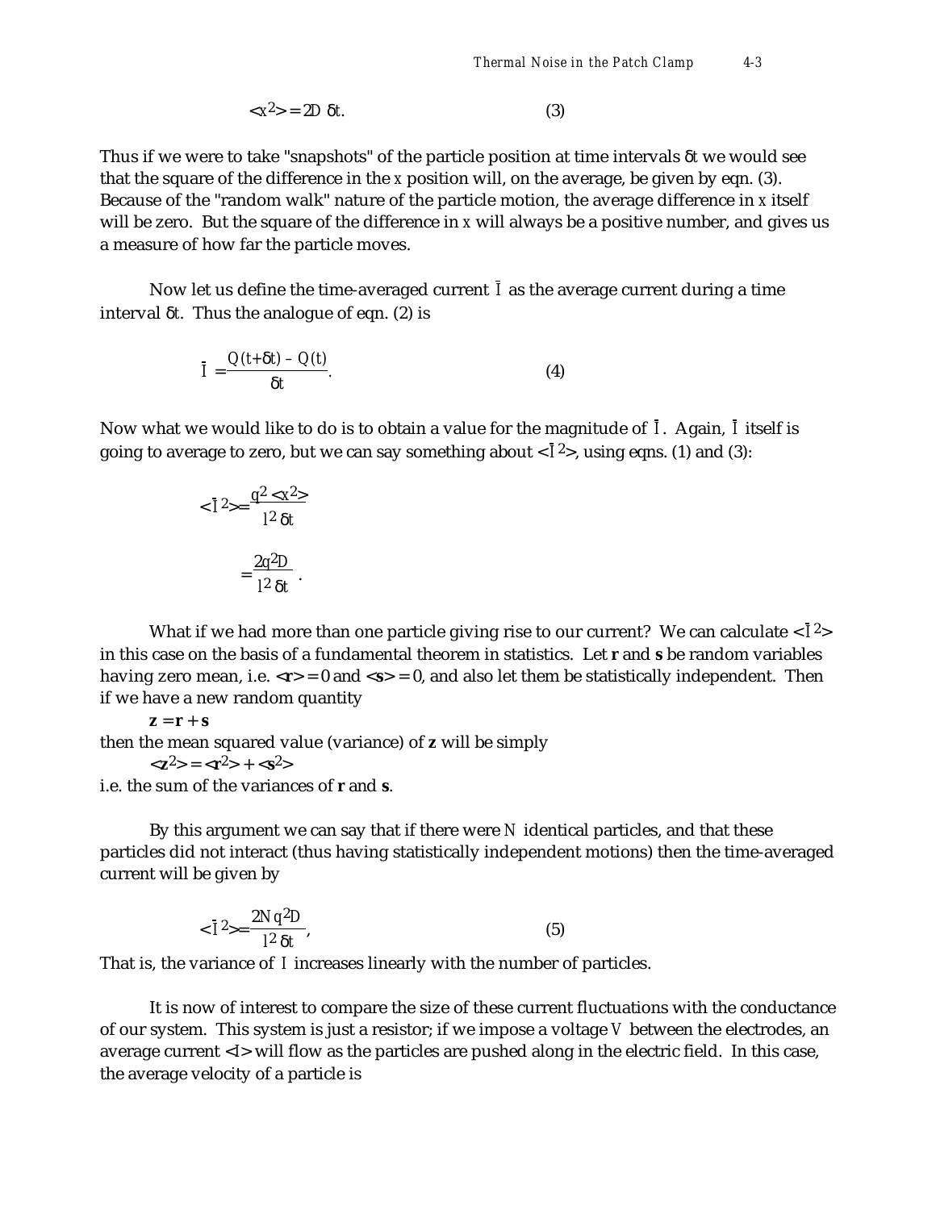$$<x^2> = 2D\ \delta t. \qquad (3)$$

Thus if we were to take "snapshots" of the particle position at time intervals $\delta t$ we would see that the square of the difference in the $x$ position will, on the average, be given by eqn. (3). Because of the "random walk" nature of the particle motion, the average difference in $x$ itself will be zero. But the square of the difference in $x$ will always be a positive number, and gives us a measure of how far the particle moves.

Now let us define the time-averaged current $\bar{I}$ as the average current during a time interval $\delta t$. Thus the analogue of eqn. (2) is

$$\bar{I} = \frac{Q(t+\delta t) - Q(t)}{\delta t}. \qquad (4)$$

Now what we would like to do is to obtain a value for the magnitude of $\bar{I}$. Again, $\bar{I}$ itself is going to average to zero, but we can say something about $<\bar{I}^2>$, using eqns. (1) and (3):

$$<\bar{I}^2> = \frac{q^2 <x^2>}{l^2\ \delta t}$$

$$= \frac{2q^2 D}{l^2\ \delta t}.$$

What if we had more than one particle giving rise to our current? We can calculate $<\bar{I}^2>$ in this case on the basis of a fundamental theorem in statistics. Let $\mathbf{r}$ and $\mathbf{s}$ be random variables having zero mean, i.e. $<\mathbf{r}> = 0$ and $<\mathbf{s}> = 0$, and also let them be statistically independent. Then if we have a new random quantity

$$\mathbf{z} = \mathbf{r} + \mathbf{s}$$

then the mean squared value (variance) of $\mathbf{z}$ will be simply

$$<\mathbf{z}^2> = <\mathbf{r}^2> + <\mathbf{s}^2>$$

i.e. the sum of the variances of $\mathbf{r}$ and $\mathbf{s}$.

By this argument we can say that if there were $N$ identical particles, and that these particles did not interact (thus having statistically independent motions) then the time-averaged current will be given by

$$<\bar{I}^2> = \frac{2N q^2 D}{l^2\ \delta t}, \qquad (5)$$

That is, the variance of $I$ increases linearly with the number of particles.

It is now of interest to compare the size of these current fluctuations with the conductance of our system. This system is just a resistor; if we impose a voltage $V$ between the electrodes, an average current $<I>$ will flow as the particles are pushed along in the electric field. In this case, the average velocity of a particle is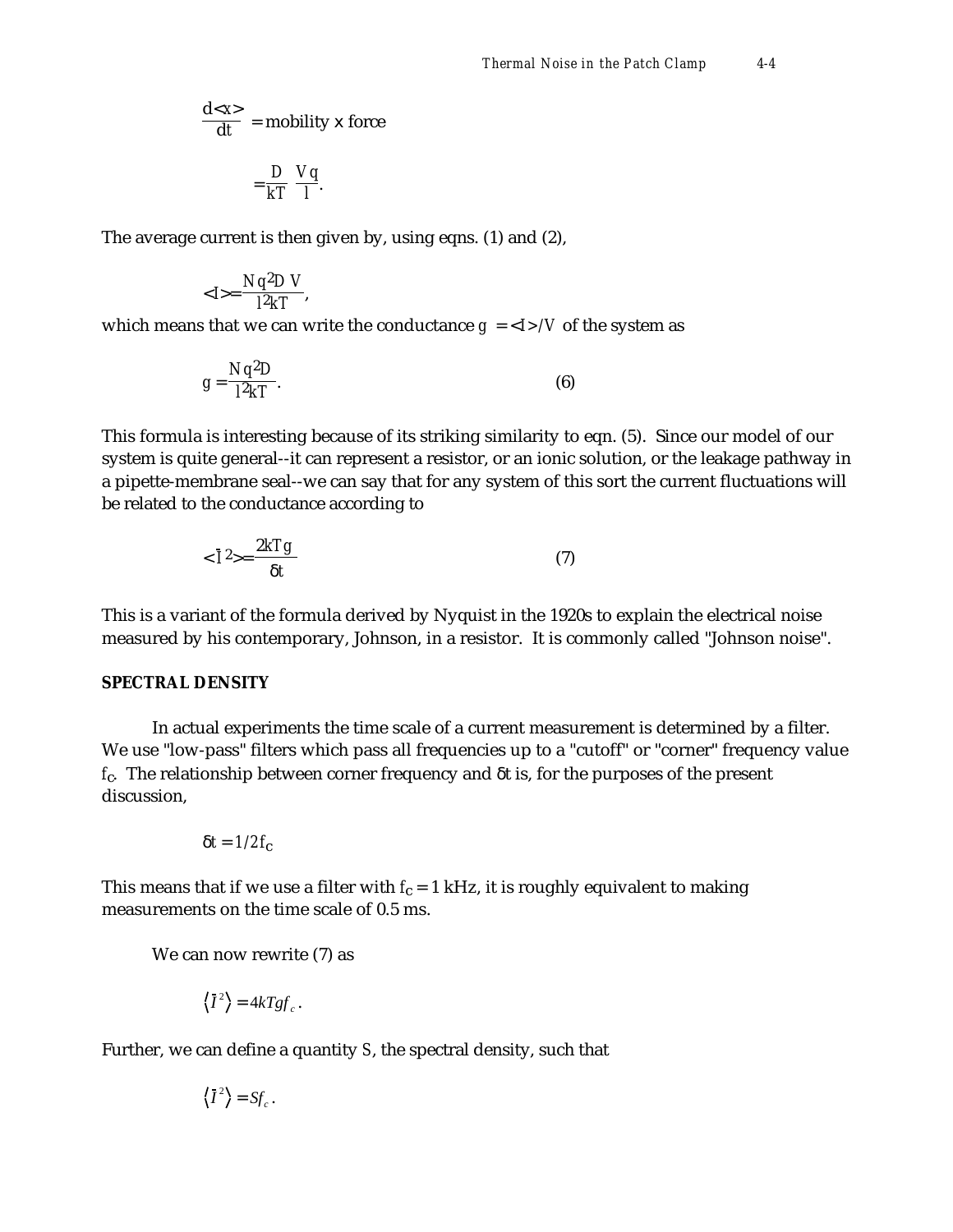$$\frac{d\langle x\rangle}{dt} = \text{mobility} \times \text{force}$$

$$= \frac{D}{kT} \frac{Vq}{l}.$$

The average current is then given by, using eqns. (1) and (2),

$$\langle I\rangle = \frac{Nq^2DV}{l^2kT},$$

which means that we can write the conductance $g = \langle I\rangle/V$ of the system as

$$g = \frac{Nq^2D}{l^2kT}. \qquad (6)$$

This formula is interesting because of its striking similarity to eqn. (5). Since our model of our system is quite general--it can represent a resistor, or an ionic solution, or the leakage pathway in a pipette-membrane seal--we can say that for any system of this sort the current fluctuations will be related to the conductance according to

$$\langle \bar{I}^2\rangle = \frac{2kTg}{\delta t} \qquad (7)$$

This is a variant of the formula derived by Nyquist in the 1920s to explain the electrical noise measured by his contemporary, Johnson, in a resistor. It is commonly called "Johnson noise".

**SPECTRAL DENSITY**

In actual experiments the time scale of a current measurement is determined by a filter. We use "low-pass" filters which pass all frequencies up to a "cutoff" or "corner" frequency value $f_c$. The relationship between corner frequency and $\delta t$ is, for the purposes of the present discussion,

$$\delta t = 1/2f_c$$

This means that if we use a filter with $f_c = 1$ kHz, it is roughly equivalent to making measurements on the time scale of 0.5 ms.

We can now rewrite (7) as

$$\langle \bar{I}^2\rangle = 4kTgf_c.$$

Further, we can define a quantity $S$, the spectral density, such that

$$\langle \bar{I}^2\rangle = Sf_c.$$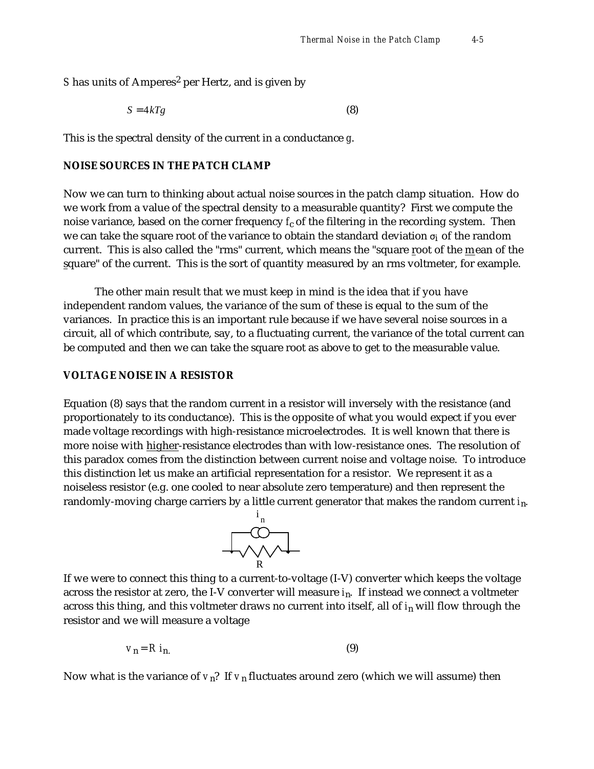$S$ has units of Amperes$^2$ per Hertz, and is given by

$$S = 4kTg \qquad (8)$$

This is the spectral density of the current in a conductance $g$.

## NOISE SOURCES IN THE PATCH CLAMP

Now we can turn to thinking about actual noise sources in the patch clamp situation. How do we work from a value of the spectral density to a measurable quantity? First we compute the noise variance, based on the corner frequency $f_c$ of the filtering in the recording system. Then we can take the square root of the variance to obtain the standard deviation $\sigma_i$ of the random current. This is also called the "rms" current, which means the "square root of the mean of the square" of the current. This is the sort of quantity measured by an rms voltmeter, for example.

The other main result that we must keep in mind is the idea that if you have independent random values, the variance of the sum of these is equal to the sum of the variances. In practice this is an important rule because if we have several noise sources in a circuit, all of which contribute, say, to a fluctuating current, the variance of the total current can be computed and then we can take the square root as above to get to the measurable value.

## VOLTAGE NOISE IN A RESISTOR

Equation (8) says that the random current in a resistor will inversely with the resistance (and proportionately to its conductance). This is the opposite of what you would expect if you ever made voltage recordings with high-resistance microelectrodes. It is well known that there is more noise with higher-resistance electrodes than with low-resistance ones. The resolution of this paradox comes from the distinction between current noise and voltage noise. To introduce this distinction let us make an artificial representation for a resistor. We represent it as a noiseless resistor (e.g. one cooled to near absolute zero temperature) and then represent the randomly-moving charge carriers by a little current generator that makes the random current $i_n$.

If we were to connect this thing to a current-to-voltage (I-V) converter which keeps the voltage across the resistor at zero, the I-V converter will measure $i_n$. If instead we connect a voltmeter across this thing, and this voltmeter draws no current into itself, all of $i_n$ will flow through the resistor and we will measure a voltage

$$v_n = R\, i_n. \qquad (9)$$

Now what is the variance of $v_n$? If $v_n$ fluctuates around zero (which we will assume) then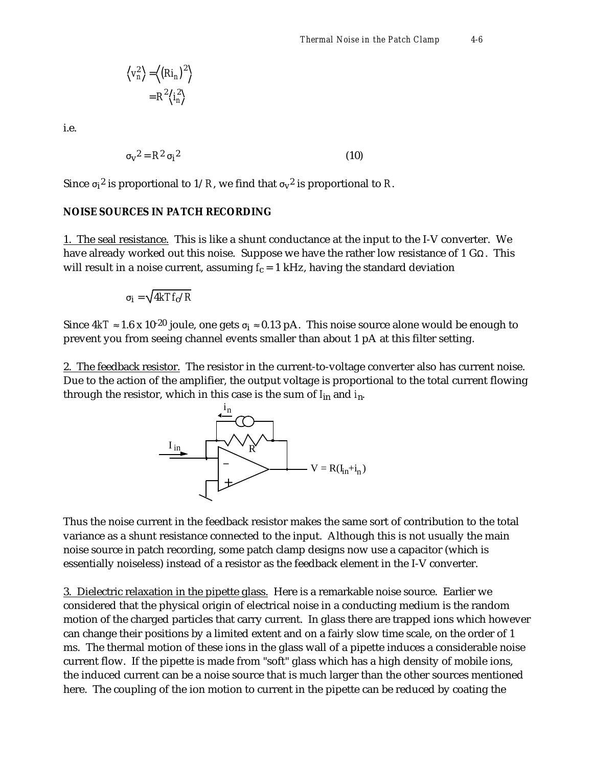$$\langle v_n^2 \rangle = \langle (Ri_n)^2 \rangle$$
$$= R^2 \langle i_n^2 \rangle$$

i.e.

$$\sigma_v^2 = R^2 \sigma_i^2 \qquad (10)$$

Since $\sigma_i^2$ is proportional to $1/R$, we find that $\sigma_v^2$ is proportional to $R$.

**NOISE SOURCES IN PATCH RECORDING**

1. The seal resistance. This is like a shunt conductance at the input to the I-V converter. We have already worked out this noise. Suppose we have the rather low resistance of 1 GΩ. This will result in a noise current, assuming $f_c = 1$ kHz, having the standard deviation

$$\sigma_i = \sqrt{4kTf_c/R}$$

Since $4kT \approx 1.6 \times 10^{-20}$ joule, one gets $\sigma_i \approx 0.13$ pA. This noise source alone would be enough to prevent you from seeing channel events smaller than about 1 pA at this filter setting.

2. The feedback resistor. The resistor in the current-to-voltage converter also has current noise. Due to the action of the amplifier, the output voltage is proportional to the total current flowing through the resistor, which in this case is the sum of $I_{in}$ and $i_n$.

$$V = R(I_{in} + i_n)$$

Thus the noise current in the feedback resistor makes the same sort of contribution to the total variance as a shunt resistance connected to the input. Although this is not usually the main noise source in patch recording, some patch clamp designs now use a capacitor (which is essentially noiseless) instead of a resistor as the feedback element in the I-V converter.

3. Dielectric relaxation in the pipette glass. Here is a remarkable noise source. Earlier we considered that the physical origin of electrical noise in a conducting medium is the random motion of the charged particles that carry current. In glass there are trapped ions which however can change their positions by a limited extent and on a fairly slow time scale, on the order of 1 ms. The thermal motion of these ions in the glass wall of a pipette induces a considerable noise current flow. If the pipette is made from "soft" glass which has a high density of mobile ions, the induced current can be a noise source that is much larger than the other sources mentioned here. The coupling of the ion motion to current in the pipette can be reduced by coating the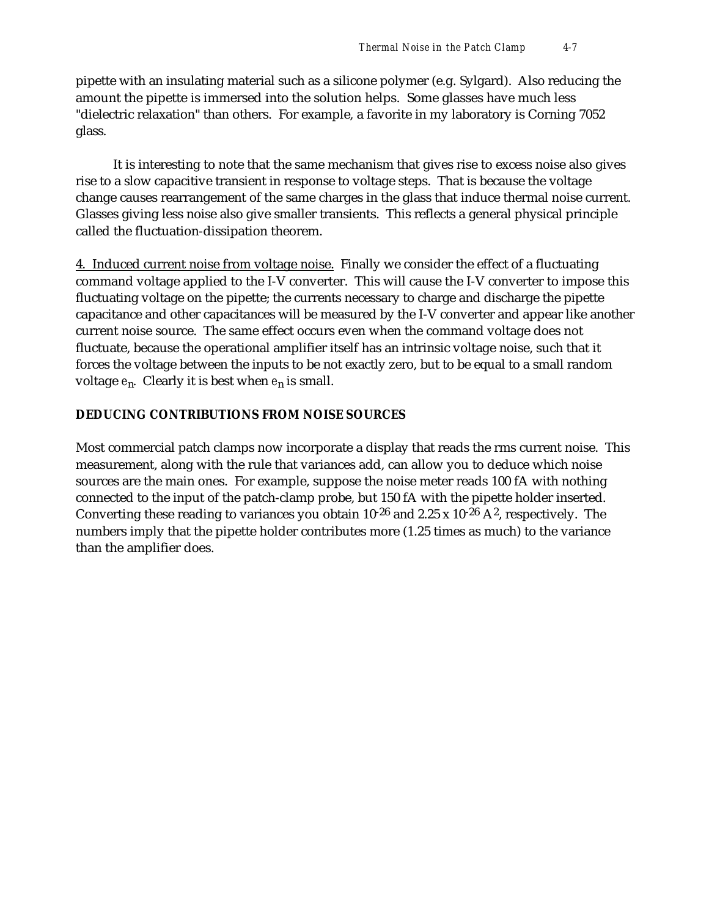pipette with an insulating material such as a silicone polymer (e.g. Sylgard). Also reducing the amount the pipette is immersed into the solution helps. Some glasses have much less "dielectric relaxation" than others. For example, a favorite in my laboratory is Corning 7052 glass.

It is interesting to note that the same mechanism that gives rise to excess noise also gives rise to a slow capacitive transient in response to voltage steps. That is because the voltage change causes rearrangement of the same charges in the glass that induce thermal noise current. Glasses giving less noise also give smaller transients. This reflects a general physical principle called the fluctuation-dissipation theorem.

4. Induced current noise from voltage noise. Finally we consider the effect of a fluctuating command voltage applied to the I-V converter. This will cause the I-V converter to impose this fluctuating voltage on the pipette; the currents necessary to charge and discharge the pipette capacitance and other capacitances will be measured by the I-V converter and appear like another current noise source. The same effect occurs even when the command voltage does not fluctuate, because the operational amplifier itself has an intrinsic voltage noise, such that it forces the voltage between the inputs to be not exactly zero, but to be equal to a small random voltage $e_n$. Clearly it is best when $e_n$ is small.

### DEDUCING CONTRIBUTIONS FROM NOISE SOURCES

Most commercial patch clamps now incorporate a display that reads the rms current noise. This measurement, along with the rule that variances add, can allow you to deduce which noise sources are the main ones. For example, suppose the noise meter reads 100 fA with nothing connected to the input of the patch-clamp probe, but 150 fA with the pipette holder inserted. Converting these reading to variances you obtain $10^{-26}$ and $2.25 \times 10^{-26}$ $A^2$, respectively. The numbers imply that the pipette holder contributes more (1.25 times as much) to the variance than the amplifier does.